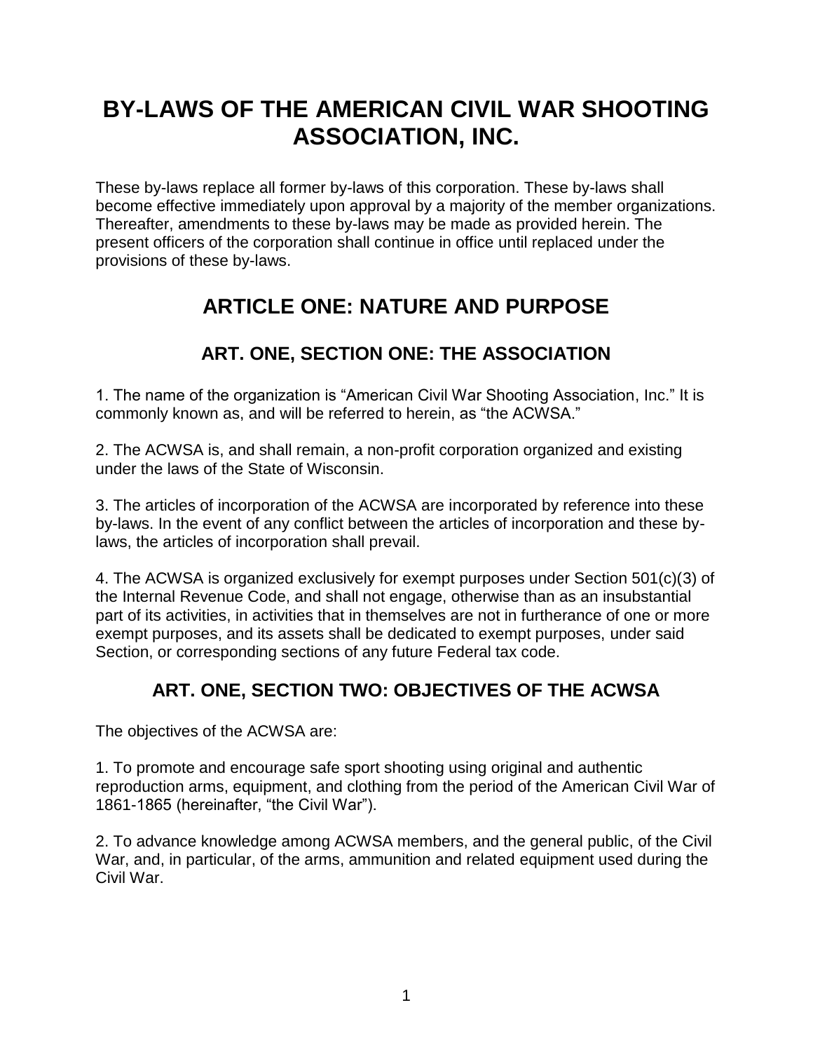# BY-LAWS OF THE AMERICAN CIVIL WAR SHOOTING ASSOCIATION, INC.

These by-laws replace all former by-laws of this corporation. These by-laws shall become effective immediately upon approval by a majority of the member organizations. Thereafter, amendments to these by-laws may be made as provided herein. The present officers of the corporation shall continue in office until replaced under the provisions of these by-laws.

## ARTICLE ONE: NATURE AND PURPOSE

### ART. ONE, SECTION ONE: THE ASSOCIATION

1. The name of the organization is "American Civil War Shooting Association, Inc." It is commonly known as, and will be referred to herein, as "the ACWSA."

2. The ACWSA is, and shall remain, a non-profit corporation organized and existing under the laws of the State of Wisconsin.

3. The articles of incorporation of the ACWSA are incorporated by reference into these by-laws. In the event of any conflict between the articles of incorporation and these by-laws, the articles of incorporation shall prevail.

4. The ACWSA is organized exclusively for exempt purposes under Section 501(c)(3) of the Internal Revenue Code, and shall not engage, otherwise than as an insubstantial part of its activities, in activities that in themselves are not in furtherance of one or more exempt purposes, and its assets shall be dedicated to exempt purposes, under said Section, or corresponding sections of any future Federal tax code.

### ART. ONE, SECTION TWO: OBJECTIVES OF THE ACWSA

The objectives of the ACWSA are:

1. To promote and encourage safe sport shooting using original and authentic reproduction arms, equipment, and clothing from the period of the American Civil War of 1861-1865 (hereinafter, "the Civil War").

2. To advance knowledge among ACWSA members, and the general public, of the Civil War, and, in particular, of the arms, ammunition and related equipment used during the Civil War.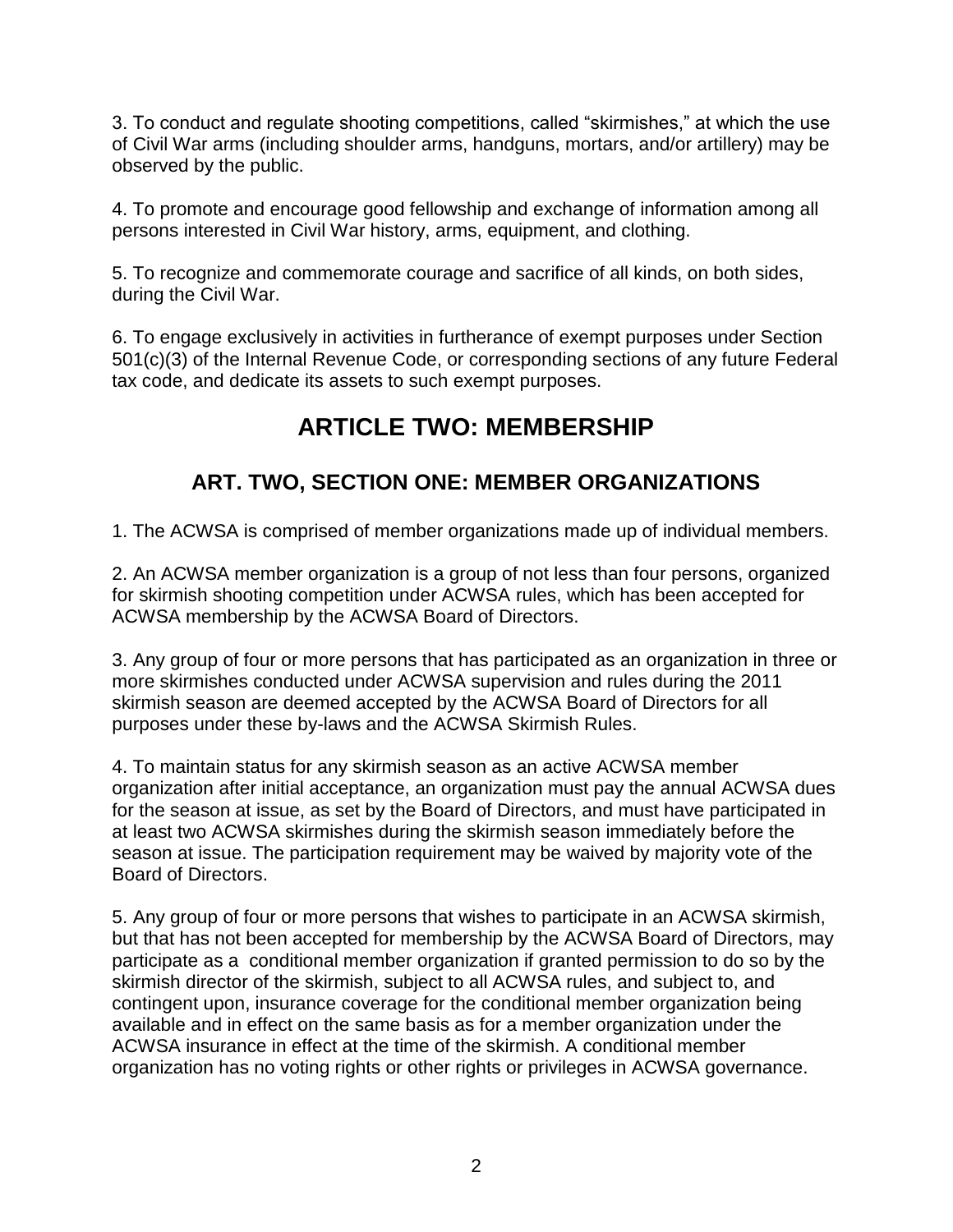3. To conduct and regulate shooting competitions, called “skirmishes,” at which the use of Civil War arms (including shoulder arms, handguns, mortars, and/or artillery) may be observed by the public.

4. To promote and encourage good fellowship and exchange of information among all persons interested in Civil War history, arms, equipment, and clothing.

5. To recognize and commemorate courage and sacrifice of all kinds, on both sides, during the Civil War.

6. To engage exclusively in activities in furtherance of exempt purposes under Section 501(c)(3) of the Internal Revenue Code, or corresponding sections of any future Federal tax code, and dedicate its assets to such exempt purposes.

# ARTICLE TWO: MEMBERSHIP

## ART. TWO, SECTION ONE: MEMBER ORGANIZATIONS

1. The ACWSA is comprised of member organizations made up of individual members.

2. An ACWSA member organization is a group of not less than four persons, organized for skirmish shooting competition under ACWSA rules, which has been accepted for ACWSA membership by the ACWSA Board of Directors.

3. Any group of four or more persons that has participated as an organization in three or more skirmishes conducted under ACWSA supervision and rules during the 2011 skirmish season are deemed accepted by the ACWSA Board of Directors for all purposes under these by-laws and the ACWSA Skirmish Rules.

4. To maintain status for any skirmish season as an active ACWSA member organization after initial acceptance, an organization must pay the annual ACWSA dues for the season at issue, as set by the Board of Directors, and must have participated in at least two ACWSA skirmishes during the skirmish season immediately before the season at issue. The participation requirement may be waived by majority vote of the Board of Directors.

5. Any group of four or more persons that wishes to participate in an ACWSA skirmish, but that has not been accepted for membership by the ACWSA Board of Directors, may participate as a conditional member organization if granted permission to do so by the skirmish director of the skirmish, subject to all ACWSA rules, and subject to, and contingent upon, insurance coverage for the conditional member organization being available and in effect on the same basis as for a member organization under the ACWSA insurance in effect at the time of the skirmish. A conditional member organization has no voting rights or other rights or privileges in ACWSA governance.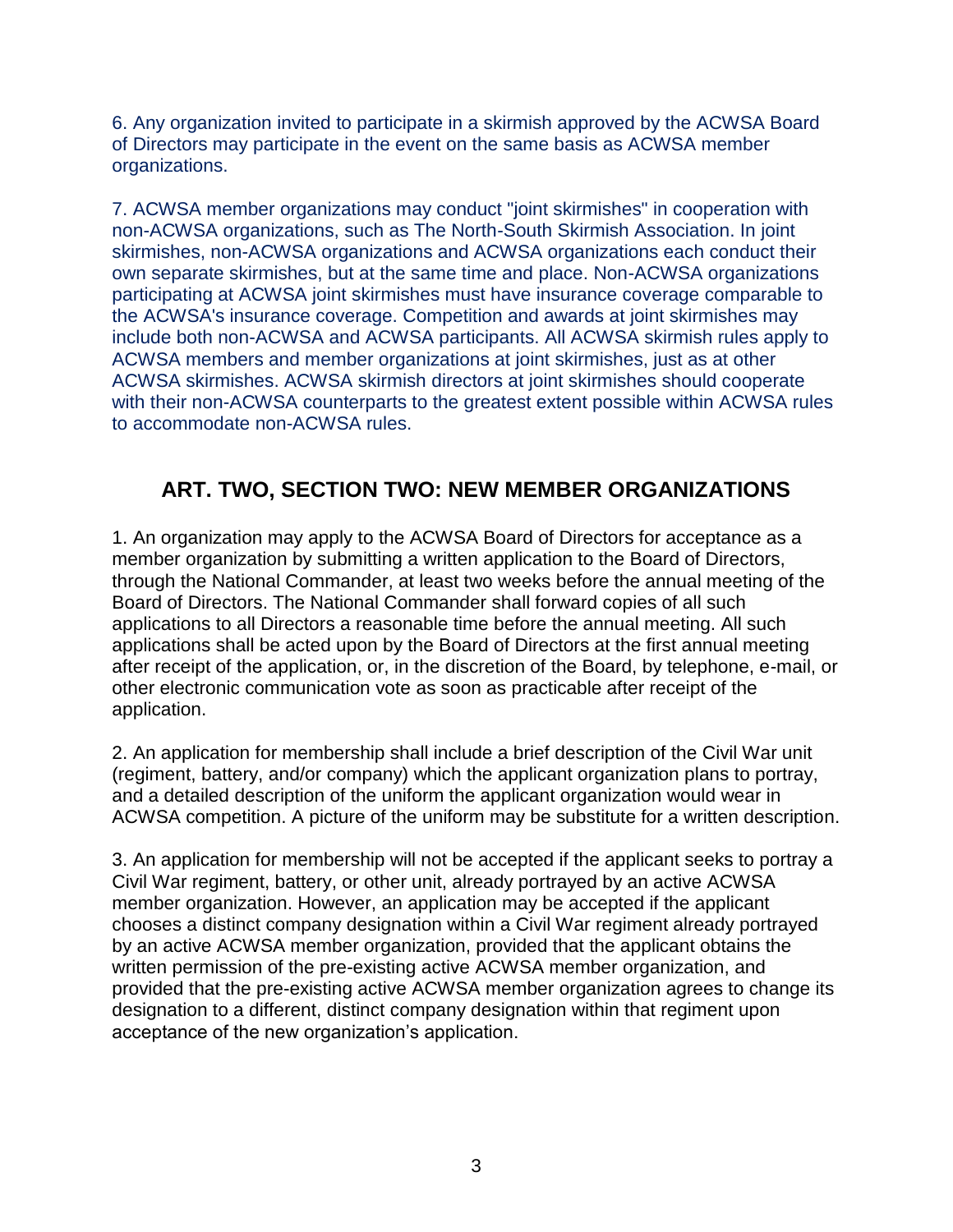6. Any organization invited to participate in a skirmish approved by the ACWSA Board of Directors may participate in the event on the same basis as ACWSA member organizations.

7. ACWSA member organizations may conduct "joint skirmishes" in cooperation with non-ACWSA organizations, such as The North-South Skirmish Association. In joint skirmishes, non-ACWSA organizations and ACWSA organizations each conduct their own separate skirmishes, but at the same time and place. Non-ACWSA organizations participating at ACWSA joint skirmishes must have insurance coverage comparable to the ACWSA's insurance coverage. Competition and awards at joint skirmishes may include both non-ACWSA and ACWSA participants. All ACWSA skirmish rules apply to ACWSA members and member organizations at joint skirmishes, just as at other ACWSA skirmishes. ACWSA skirmish directors at joint skirmishes should cooperate with their non-ACWSA counterparts to the greatest extent possible within ACWSA rules to accommodate non-ACWSA rules.

## ART. TWO, SECTION TWO: NEW MEMBER ORGANIZATIONS

1. An organization may apply to the ACWSA Board of Directors for acceptance as a member organization by submitting a written application to the Board of Directors, through the National Commander, at least two weeks before the annual meeting of the Board of Directors. The National Commander shall forward copies of all such applications to all Directors a reasonable time before the annual meeting. All such applications shall be acted upon by the Board of Directors at the first annual meeting after receipt of the application, or, in the discretion of the Board, by telephone, e-mail, or other electronic communication vote as soon as practicable after receipt of the application.

2. An application for membership shall include a brief description of the Civil War unit (regiment, battery, and/or company) which the applicant organization plans to portray, and a detailed description of the uniform the applicant organization would wear in ACWSA competition. A picture of the uniform may be substitute for a written description.

3. An application for membership will not be accepted if the applicant seeks to portray a Civil War regiment, battery, or other unit, already portrayed by an active ACWSA member organization. However, an application may be accepted if the applicant chooses a distinct company designation within a Civil War regiment already portrayed by an active ACWSA member organization, provided that the applicant obtains the written permission of the pre-existing active ACWSA member organization, and provided that the pre-existing active ACWSA member organization agrees to change its designation to a different, distinct company designation within that regiment upon acceptance of the new organization's application.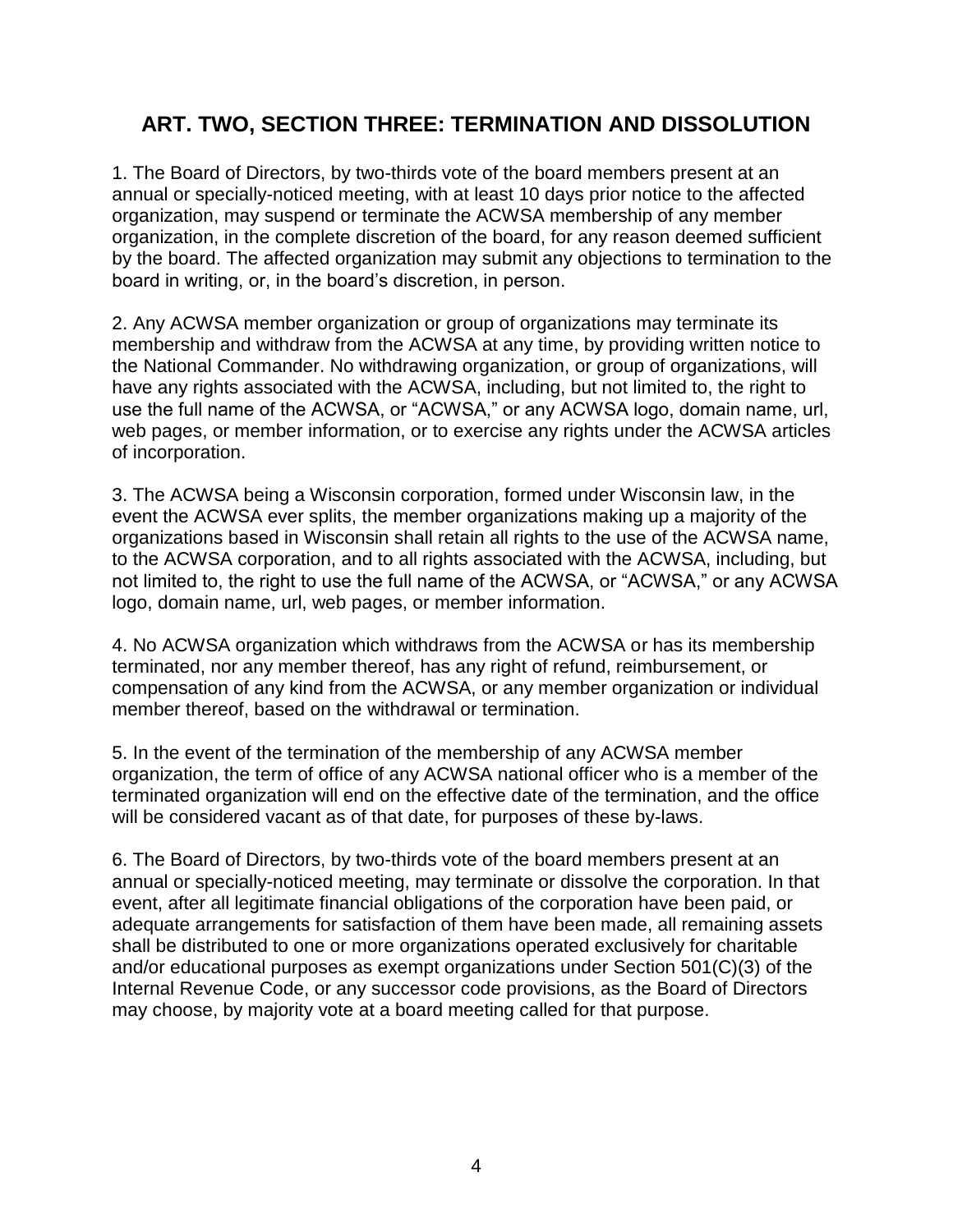## ART. TWO, SECTION THREE: TERMINATION AND DISSOLUTION

1. The Board of Directors, by two-thirds vote of the board members present at an annual or specially-noticed meeting, with at least 10 days prior notice to the affected organization, may suspend or terminate the ACWSA membership of any member organization, in the complete discretion of the board, for any reason deemed sufficient by the board. The affected organization may submit any objections to termination to the board in writing, or, in the board's discretion, in person.

2. Any ACWSA member organization or group of organizations may terminate its membership and withdraw from the ACWSA at any time, by providing written notice to the National Commander. No withdrawing organization, or group of organizations, will have any rights associated with the ACWSA, including, but not limited to, the right to use the full name of the ACWSA, or "ACWSA," or any ACWSA logo, domain name, url, web pages, or member information, or to exercise any rights under the ACWSA articles of incorporation.

3. The ACWSA being a Wisconsin corporation, formed under Wisconsin law, in the event the ACWSA ever splits, the member organizations making up a majority of the organizations based in Wisconsin shall retain all rights to the use of the ACWSA name, to the ACWSA corporation, and to all rights associated with the ACWSA, including, but not limited to, the right to use the full name of the ACWSA, or "ACWSA," or any ACWSA logo, domain name, url, web pages, or member information.

4. No ACWSA organization which withdraws from the ACWSA or has its membership terminated, nor any member thereof, has any right of refund, reimbursement, or compensation of any kind from the ACWSA, or any member organization or individual member thereof, based on the withdrawal or termination.

5. In the event of the termination of the membership of any ACWSA member organization, the term of office of any ACWSA national officer who is a member of the terminated organization will end on the effective date of the termination, and the office will be considered vacant as of that date, for purposes of these by-laws.

6. The Board of Directors, by two-thirds vote of the board members present at an annual or specially-noticed meeting, may terminate or dissolve the corporation. In that event, after all legitimate financial obligations of the corporation have been paid, or adequate arrangements for satisfaction of them have been made, all remaining assets shall be distributed to one or more organizations operated exclusively for charitable and/or educational purposes as exempt organizations under Section 501(C)(3) of the Internal Revenue Code, or any successor code provisions, as the Board of Directors may choose, by majority vote at a board meeting called for that purpose.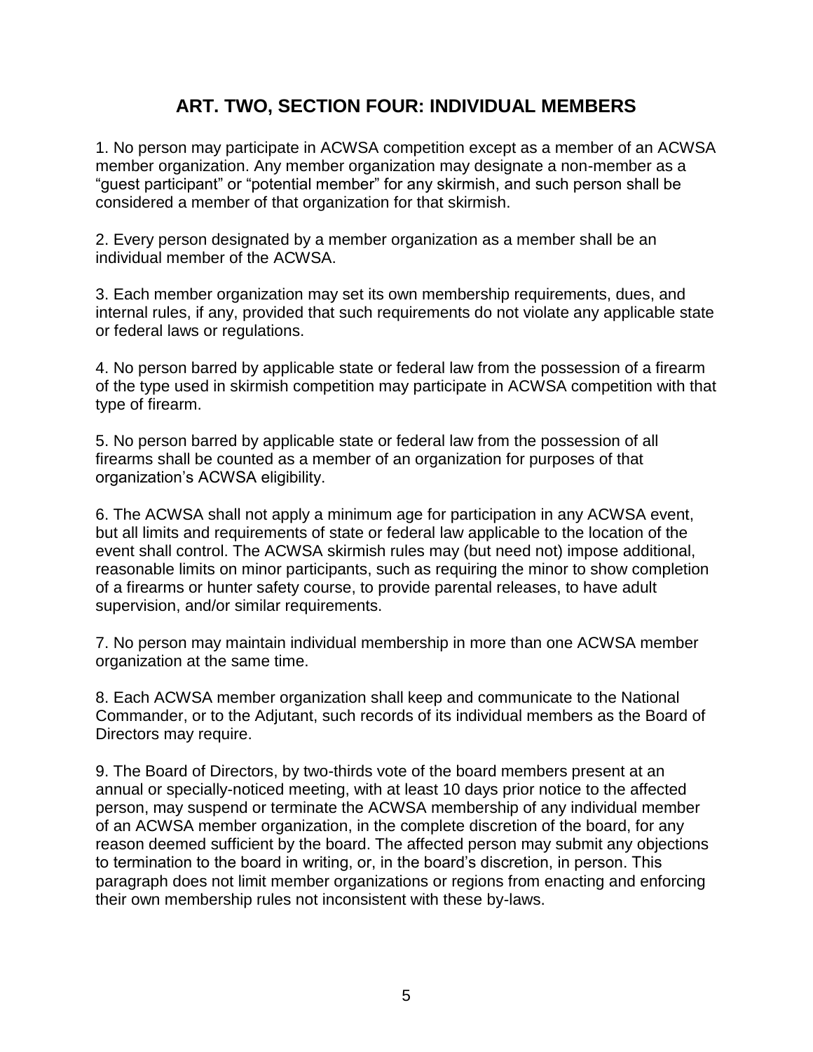## ART. TWO, SECTION FOUR: INDIVIDUAL MEMBERS

1. No person may participate in ACWSA competition except as a member of an ACWSA member organization. Any member organization may designate a non-member as a “guest participant” or “potential member” for any skirmish, and such person shall be considered a member of that organization for that skirmish.

2. Every person designated by a member organization as a member shall be an individual member of the ACWSA.

3. Each member organization may set its own membership requirements, dues, and internal rules, if any, provided that such requirements do not violate any applicable state or federal laws or regulations.

4. No person barred by applicable state or federal law from the possession of a firearm of the type used in skirmish competition may participate in ACWSA competition with that type of firearm.

5. No person barred by applicable state or federal law from the possession of all firearms shall be counted as a member of an organization for purposes of that organization’s ACWSA eligibility.

6. The ACWSA shall not apply a minimum age for participation in any ACWSA event, but all limits and requirements of state or federal law applicable to the location of the event shall control. The ACWSA skirmish rules may (but need not) impose additional, reasonable limits on minor participants, such as requiring the minor to show completion of a firearms or hunter safety course, to provide parental releases, to have adult supervision, and/or similar requirements.

7. No person may maintain individual membership in more than one ACWSA member organization at the same time.

8. Each ACWSA member organization shall keep and communicate to the National Commander, or to the Adjutant, such records of its individual members as the Board of Directors may require.

9. The Board of Directors, by two-thirds vote of the board members present at an annual or specially-noticed meeting, with at least 10 days prior notice to the affected person, may suspend or terminate the ACWSA membership of any individual member of an ACWSA member organization, in the complete discretion of the board, for any reason deemed sufficient by the board. The affected person may submit any objections to termination to the board in writing, or, in the board’s discretion, in person. This paragraph does not limit member organizations or regions from enacting and enforcing their own membership rules not inconsistent with these by-laws.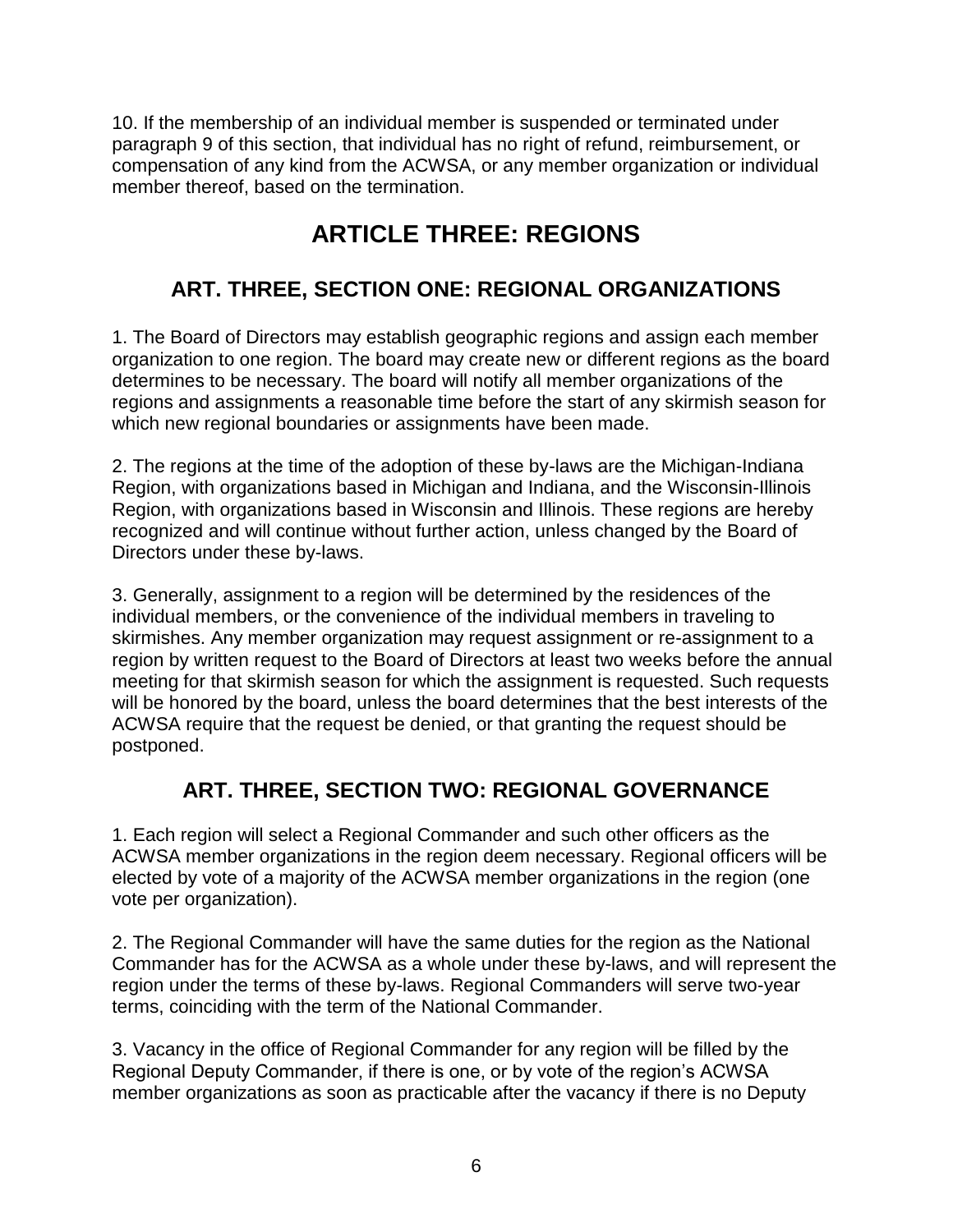10. If the membership of an individual member is suspended or terminated under paragraph 9 of this section, that individual has no right of refund, reimbursement, or compensation of any kind from the ACWSA, or any member organization or individual member thereof, based on the termination.

# ARTICLE THREE: REGIONS

## ART. THREE, SECTION ONE: REGIONAL ORGANIZATIONS

1. The Board of Directors may establish geographic regions and assign each member organization to one region. The board may create new or different regions as the board determines to be necessary. The board will notify all member organizations of the regions and assignments a reasonable time before the start of any skirmish season for which new regional boundaries or assignments have been made.

2. The regions at the time of the adoption of these by-laws are the Michigan-Indiana Region, with organizations based in Michigan and Indiana, and the Wisconsin-Illinois Region, with organizations based in Wisconsin and Illinois. These regions are hereby recognized and will continue without further action, unless changed by the Board of Directors under these by-laws.

3. Generally, assignment to a region will be determined by the residences of the individual members, or the convenience of the individual members in traveling to skirmishes. Any member organization may request assignment or re-assignment to a region by written request to the Board of Directors at least two weeks before the annual meeting for that skirmish season for which the assignment is requested. Such requests will be honored by the board, unless the board determines that the best interests of the ACWSA require that the request be denied, or that granting the request should be postponed.

## ART. THREE, SECTION TWO: REGIONAL GOVERNANCE

1. Each region will select a Regional Commander and such other officers as the ACWSA member organizations in the region deem necessary. Regional officers will be elected by vote of a majority of the ACWSA member organizations in the region (one vote per organization).

2. The Regional Commander will have the same duties for the region as the National Commander has for the ACWSA as a whole under these by-laws, and will represent the region under the terms of these by-laws. Regional Commanders will serve two-year terms, coinciding with the term of the National Commander.

3. Vacancy in the office of Regional Commander for any region will be filled by the Regional Deputy Commander, if there is one, or by vote of the region's ACWSA member organizations as soon as practicable after the vacancy if there is no Deputy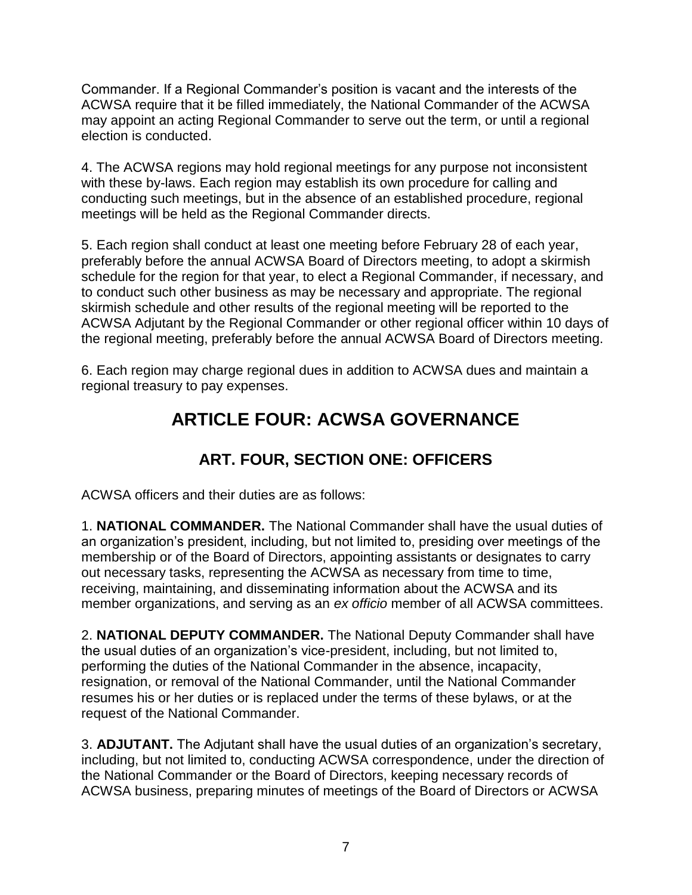Commander. If a Regional Commander's position is vacant and the interests of the ACWSA require that it be filled immediately, the National Commander of the ACWSA may appoint an acting Regional Commander to serve out the term, or until a regional election is conducted.

4. The ACWSA regions may hold regional meetings for any purpose not inconsistent with these by-laws. Each region may establish its own procedure for calling and conducting such meetings, but in the absence of an established procedure, regional meetings will be held as the Regional Commander directs.

5. Each region shall conduct at least one meeting before February 28 of each year, preferably before the annual ACWSA Board of Directors meeting, to adopt a skirmish schedule for the region for that year, to elect a Regional Commander, if necessary, and to conduct such other business as may be necessary and appropriate. The regional skirmish schedule and other results of the regional meeting will be reported to the ACWSA Adjutant by the Regional Commander or other regional officer within 10 days of the regional meeting, preferably before the annual ACWSA Board of Directors meeting.

6. Each region may charge regional dues in addition to ACWSA dues and maintain a regional treasury to pay expenses.

# ARTICLE FOUR: ACWSA GOVERNANCE

## ART. FOUR, SECTION ONE: OFFICERS

ACWSA officers and their duties are as follows:

1. **NATIONAL COMMANDER.** The National Commander shall have the usual duties of an organization's president, including, but not limited to, presiding over meetings of the membership or of the Board of Directors, appointing assistants or designates to carry out necessary tasks, representing the ACWSA as necessary from time to time, receiving, maintaining, and disseminating information about the ACWSA and its member organizations, and serving as an *ex officio* member of all ACWSA committees.

2. **NATIONAL DEPUTY COMMANDER.** The National Deputy Commander shall have the usual duties of an organization's vice-president, including, but not limited to, performing the duties of the National Commander in the absence, incapacity, resignation, or removal of the National Commander, until the National Commander resumes his or her duties or is replaced under the terms of these bylaws, or at the request of the National Commander.

3. **ADJUTANT.** The Adjutant shall have the usual duties of an organization's secretary, including, but not limited to, conducting ACWSA correspondence, under the direction of the National Commander or the Board of Directors, keeping necessary records of ACWSA business, preparing minutes of meetings of the Board of Directors or ACWSA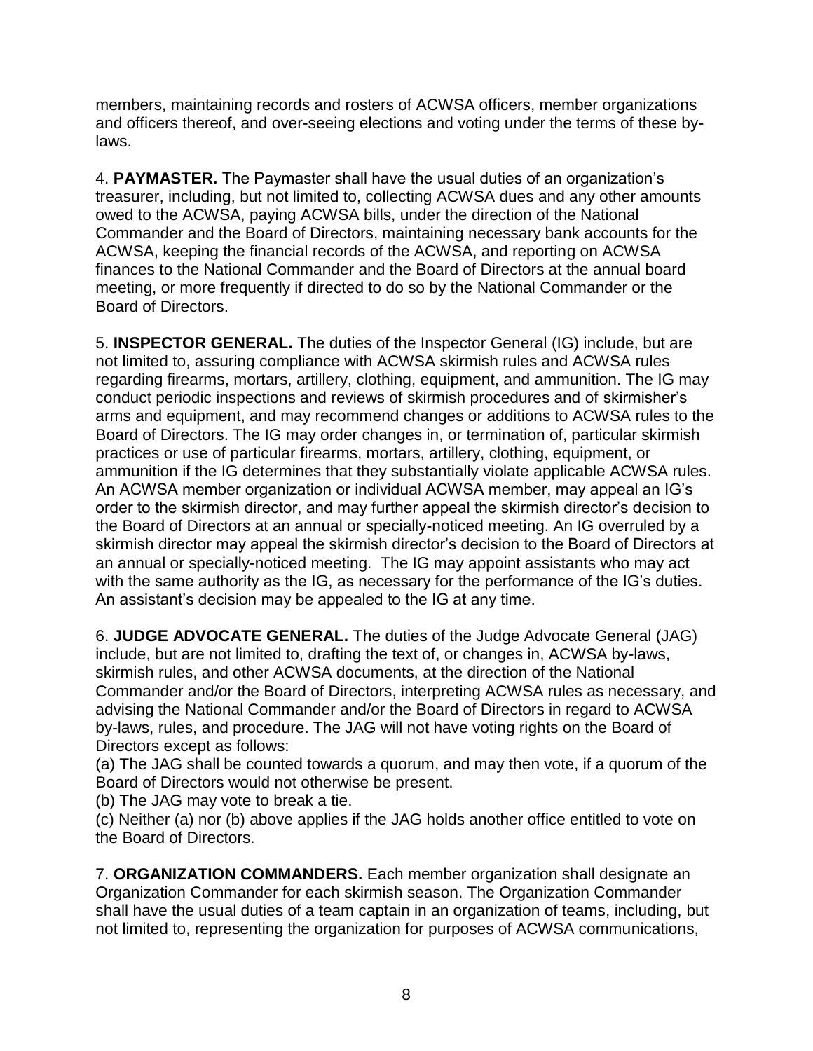members, maintaining records and rosters of ACWSA officers, member organizations and officers thereof, and over-seeing elections and voting under the terms of these by-laws.

4. **PAYMASTER.** The Paymaster shall have the usual duties of an organization's treasurer, including, but not limited to, collecting ACWSA dues and any other amounts owed to the ACWSA, paying ACWSA bills, under the direction of the National Commander and the Board of Directors, maintaining necessary bank accounts for the ACWSA, keeping the financial records of the ACWSA, and reporting on ACWSA finances to the National Commander and the Board of Directors at the annual board meeting, or more frequently if directed to do so by the National Commander or the Board of Directors.

5. **INSPECTOR GENERAL.** The duties of the Inspector General (IG) include, but are not limited to, assuring compliance with ACWSA skirmish rules and ACWSA rules regarding firearms, mortars, artillery, clothing, equipment, and ammunition. The IG may conduct periodic inspections and reviews of skirmish procedures and of skirmisher's arms and equipment, and may recommend changes or additions to ACWSA rules to the Board of Directors. The IG may order changes in, or termination of, particular skirmish practices or use of particular firearms, mortars, artillery, clothing, equipment, or ammunition if the IG determines that they substantially violate applicable ACWSA rules. An ACWSA member organization or individual ACWSA member, may appeal an IG's order to the skirmish director, and may further appeal the skirmish director's decision to the Board of Directors at an annual or specially-noticed meeting. An IG overruled by a skirmish director may appeal the skirmish director's decision to the Board of Directors at an annual or specially-noticed meeting. The IG may appoint assistants who may act with the same authority as the IG, as necessary for the performance of the IG's duties. An assistant's decision may be appealed to the IG at any time.

6. **JUDGE ADVOCATE GENERAL.** The duties of the Judge Advocate General (JAG) include, but are not limited to, drafting the text of, or changes in, ACWSA by-laws, skirmish rules, and other ACWSA documents, at the direction of the National Commander and/or the Board of Directors, interpreting ACWSA rules as necessary, and advising the National Commander and/or the Board of Directors in regard to ACWSA by-laws, rules, and procedure. The JAG will not have voting rights on the Board of Directors except as follows:
(a) The JAG shall be counted towards a quorum, and may then vote, if a quorum of the Board of Directors would not otherwise be present.
(b) The JAG may vote to break a tie.
(c) Neither (a) nor (b) above applies if the JAG holds another office entitled to vote on the Board of Directors.

7. **ORGANIZATION COMMANDERS.** Each member organization shall designate an Organization Commander for each skirmish season. The Organization Commander shall have the usual duties of a team captain in an organization of teams, including, but not limited to, representing the organization for purposes of ACWSA communications,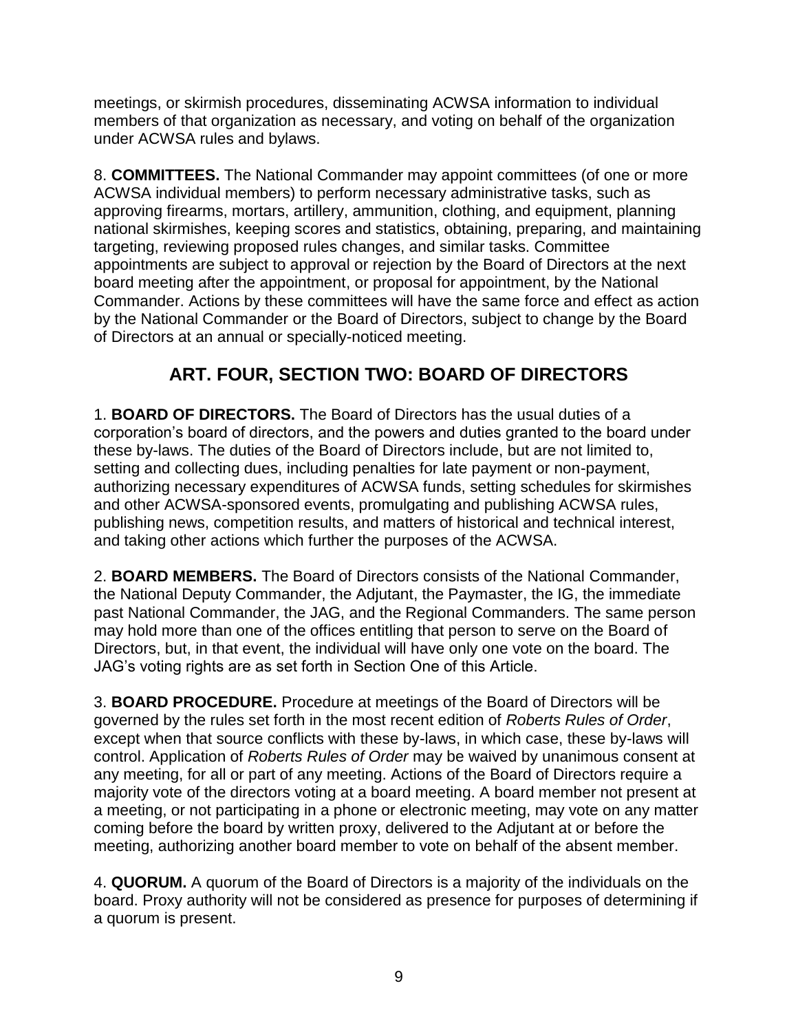meetings, or skirmish procedures, disseminating ACWSA information to individual members of that organization as necessary, and voting on behalf of the organization under ACWSA rules and bylaws.

8. **COMMITTEES.** The National Commander may appoint committees (of one or more ACWSA individual members) to perform necessary administrative tasks, such as approving firearms, mortars, artillery, ammunition, clothing, and equipment, planning national skirmishes, keeping scores and statistics, obtaining, preparing, and maintaining targeting, reviewing proposed rules changes, and similar tasks. Committee appointments are subject to approval or rejection by the Board of Directors at the next board meeting after the appointment, or proposal for appointment, by the National Commander. Actions by these committees will have the same force and effect as action by the National Commander or the Board of Directors, subject to change by the Board of Directors at an annual or specially-noticed meeting.

## ART. FOUR, SECTION TWO: BOARD OF DIRECTORS

1. **BOARD OF DIRECTORS.** The Board of Directors has the usual duties of a corporation's board of directors, and the powers and duties granted to the board under these by-laws. The duties of the Board of Directors include, but are not limited to, setting and collecting dues, including penalties for late payment or non-payment, authorizing necessary expenditures of ACWSA funds, setting schedules for skirmishes and other ACWSA-sponsored events, promulgating and publishing ACWSA rules, publishing news, competition results, and matters of historical and technical interest, and taking other actions which further the purposes of the ACWSA.

2. **BOARD MEMBERS.** The Board of Directors consists of the National Commander, the National Deputy Commander, the Adjutant, the Paymaster, the IG, the immediate past National Commander, the JAG, and the Regional Commanders. The same person may hold more than one of the offices entitling that person to serve on the Board of Directors, but, in that event, the individual will have only one vote on the board. The JAG's voting rights are as set forth in Section One of this Article.

3. **BOARD PROCEDURE.** Procedure at meetings of the Board of Directors will be governed by the rules set forth in the most recent edition of *Roberts Rules of Order*, except when that source conflicts with these by-laws, in which case, these by-laws will control. Application of *Roberts Rules of Order* may be waived by unanimous consent at any meeting, for all or part of any meeting. Actions of the Board of Directors require a majority vote of the directors voting at a board meeting. A board member not present at a meeting, or not participating in a phone or electronic meeting, may vote on any matter coming before the board by written proxy, delivered to the Adjutant at or before the meeting, authorizing another board member to vote on behalf of the absent member.

4. **QUORUM.** A quorum of the Board of Directors is a majority of the individuals on the board. Proxy authority will not be considered as presence for purposes of determining if a quorum is present.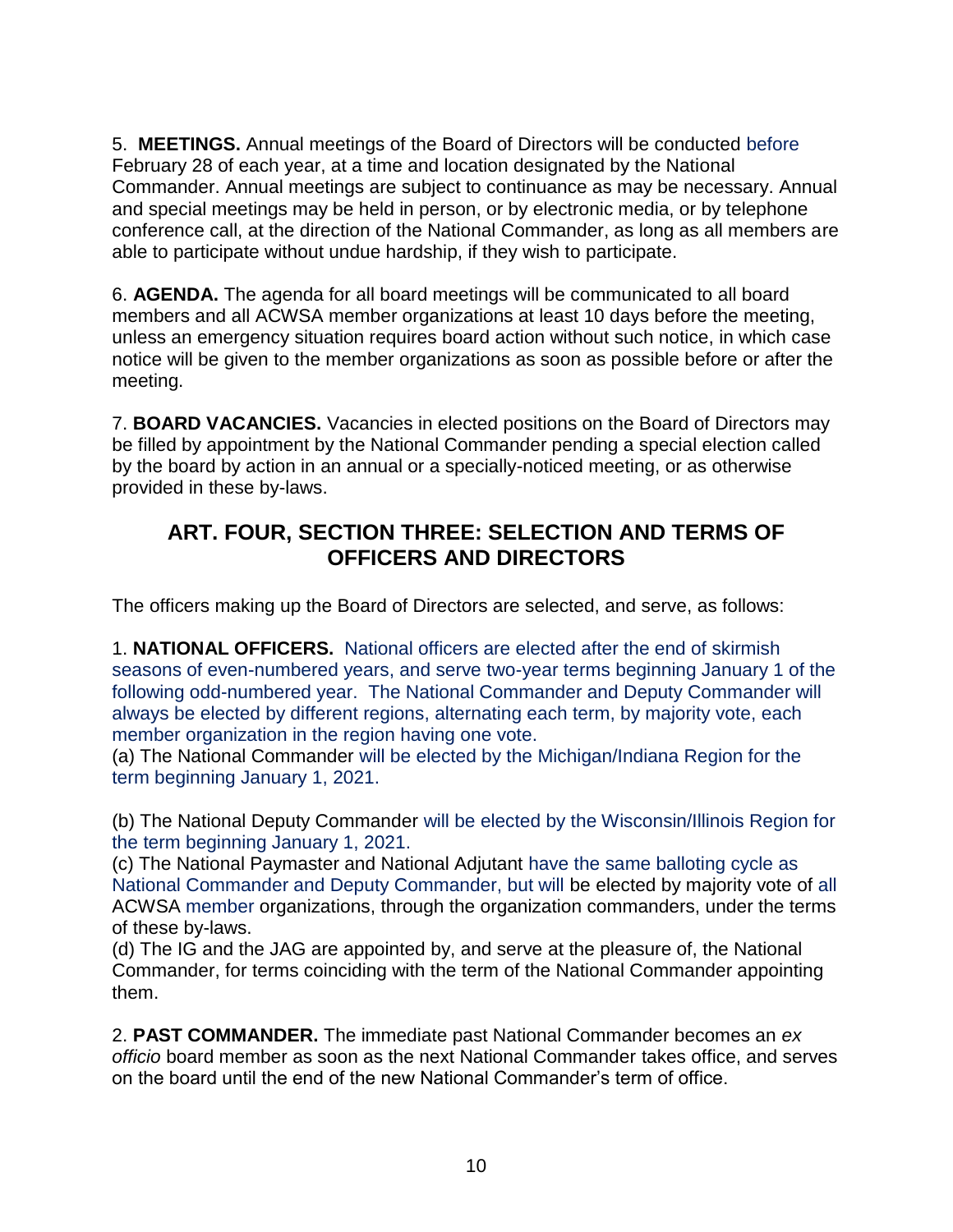5. **MEETINGS.** Annual meetings of the Board of Directors will be conducted before February 28 of each year, at a time and location designated by the National Commander. Annual meetings are subject to continuance as may be necessary. Annual and special meetings may be held in person, or by electronic media, or by telephone conference call, at the direction of the National Commander, as long as all members are able to participate without undue hardship, if they wish to participate.

6. **AGENDA.** The agenda for all board meetings will be communicated to all board members and all ACWSA member organizations at least 10 days before the meeting, unless an emergency situation requires board action without such notice, in which case notice will be given to the member organizations as soon as possible before or after the meeting.

7. **BOARD VACANCIES.** Vacancies in elected positions on the Board of Directors may be filled by appointment by the National Commander pending a special election called by the board by action in an annual or a specially-noticed meeting, or as otherwise provided in these by-laws.

## ART. FOUR, SECTION THREE: SELECTION AND TERMS OF OFFICERS AND DIRECTORS

The officers making up the Board of Directors are selected, and serve, as follows:

1. **NATIONAL OFFICERS.** National officers are elected after the end of skirmish seasons of even-numbered years, and serve two-year terms beginning January 1 of the following odd-numbered year. The National Commander and Deputy Commander will always be elected by different regions, alternating each term, by majority vote, each member organization in the region having one vote.

(a) The National Commander will be elected by the Michigan/Indiana Region for the term beginning January 1, 2021.

(b) The National Deputy Commander will be elected by the Wisconsin/Illinois Region for the term beginning January 1, 2021.

(c) The National Paymaster and National Adjutant have the same balloting cycle as National Commander and Deputy Commander, but will be elected by majority vote of all ACWSA member organizations, through the organization commanders, under the terms of these by-laws.

(d) The IG and the JAG are appointed by, and serve at the pleasure of, the National Commander, for terms coinciding with the term of the National Commander appointing them.

2. **PAST COMMANDER.** The immediate past National Commander becomes an *ex officio* board member as soon as the next National Commander takes office, and serves on the board until the end of the new National Commander's term of office.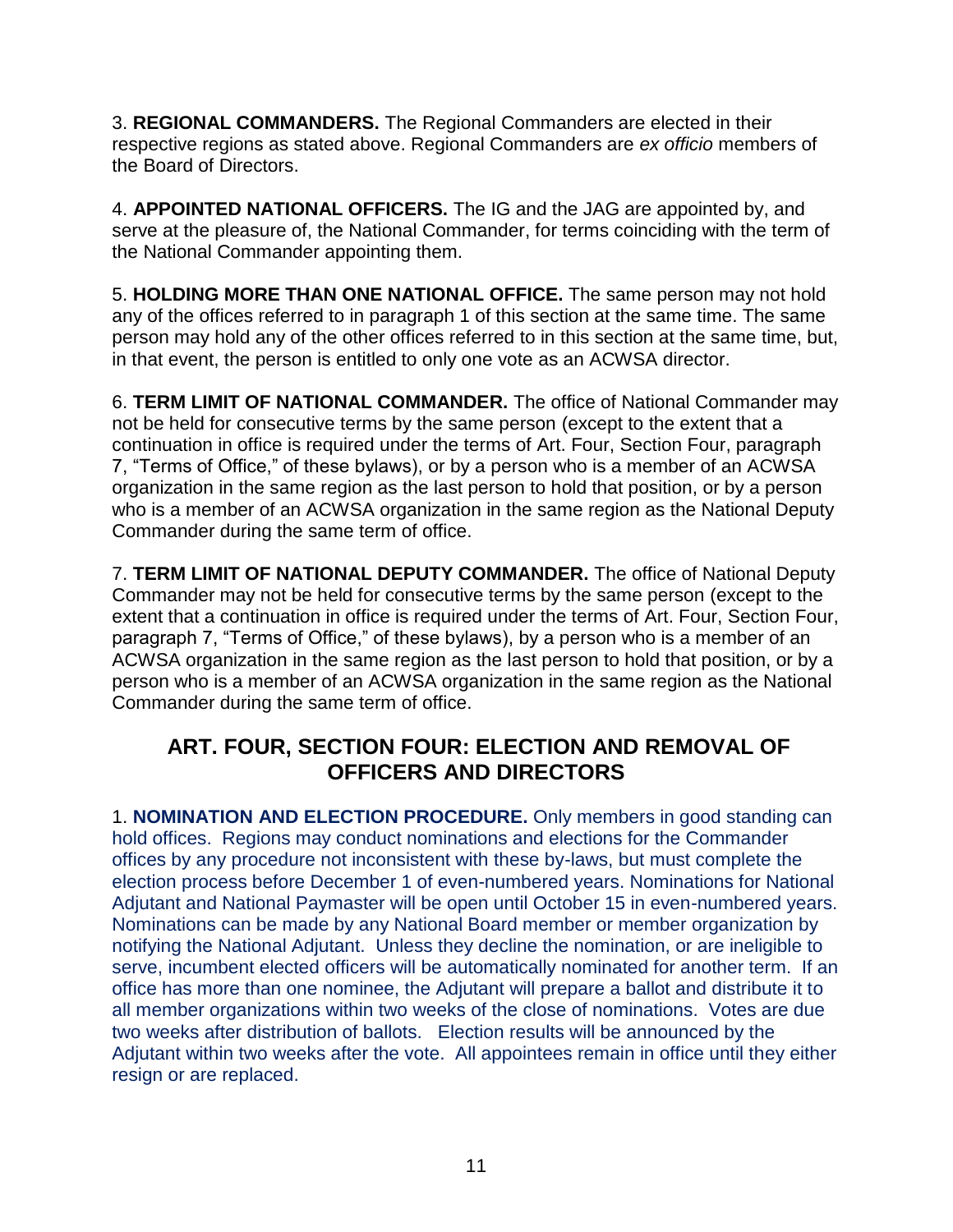3. **REGIONAL COMMANDERS.** The Regional Commanders are elected in their respective regions as stated above. Regional Commanders are *ex officio* members of the Board of Directors.

4. **APPOINTED NATIONAL OFFICERS.** The IG and the JAG are appointed by, and serve at the pleasure of, the National Commander, for terms coinciding with the term of the National Commander appointing them.

5. **HOLDING MORE THAN ONE NATIONAL OFFICE.** The same person may not hold any of the offices referred to in paragraph 1 of this section at the same time. The same person may hold any of the other offices referred to in this section at the same time, but, in that event, the person is entitled to only one vote as an ACWSA director.

6. **TERM LIMIT OF NATIONAL COMMANDER.** The office of National Commander may not be held for consecutive terms by the same person (except to the extent that a continuation in office is required under the terms of Art. Four, Section Four, paragraph 7, "Terms of Office," of these bylaws), or by a person who is a member of an ACWSA organization in the same region as the last person to hold that position, or by a person who is a member of an ACWSA organization in the same region as the National Deputy Commander during the same term of office.

7. **TERM LIMIT OF NATIONAL DEPUTY COMMANDER.** The office of National Deputy Commander may not be held for consecutive terms by the same person (except to the extent that a continuation in office is required under the terms of Art. Four, Section Four, paragraph 7, "Terms of Office," of these bylaws), by a person who is a member of an ACWSA organization in the same region as the last person to hold that position, or by a person who is a member of an ACWSA organization in the same region as the National Commander during the same term of office.

## ART. FOUR, SECTION FOUR: ELECTION AND REMOVAL OF OFFICERS AND DIRECTORS

1. **NOMINATION AND ELECTION PROCEDURE.** Only members in good standing can hold offices. Regions may conduct nominations and elections for the Commander offices by any procedure not inconsistent with these by-laws, but must complete the election process before December 1 of even-numbered years. Nominations for National Adjutant and National Paymaster will be open until October 15 in even-numbered years. Nominations can be made by any National Board member or member organization by notifying the National Adjutant. Unless they decline the nomination, or are ineligible to serve, incumbent elected officers will be automatically nominated for another term. If an office has more than one nominee, the Adjutant will prepare a ballot and distribute it to all member organizations within two weeks of the close of nominations. Votes are due two weeks after distribution of ballots. Election results will be announced by the Adjutant within two weeks after the vote. All appointees remain in office until they either resign or are replaced.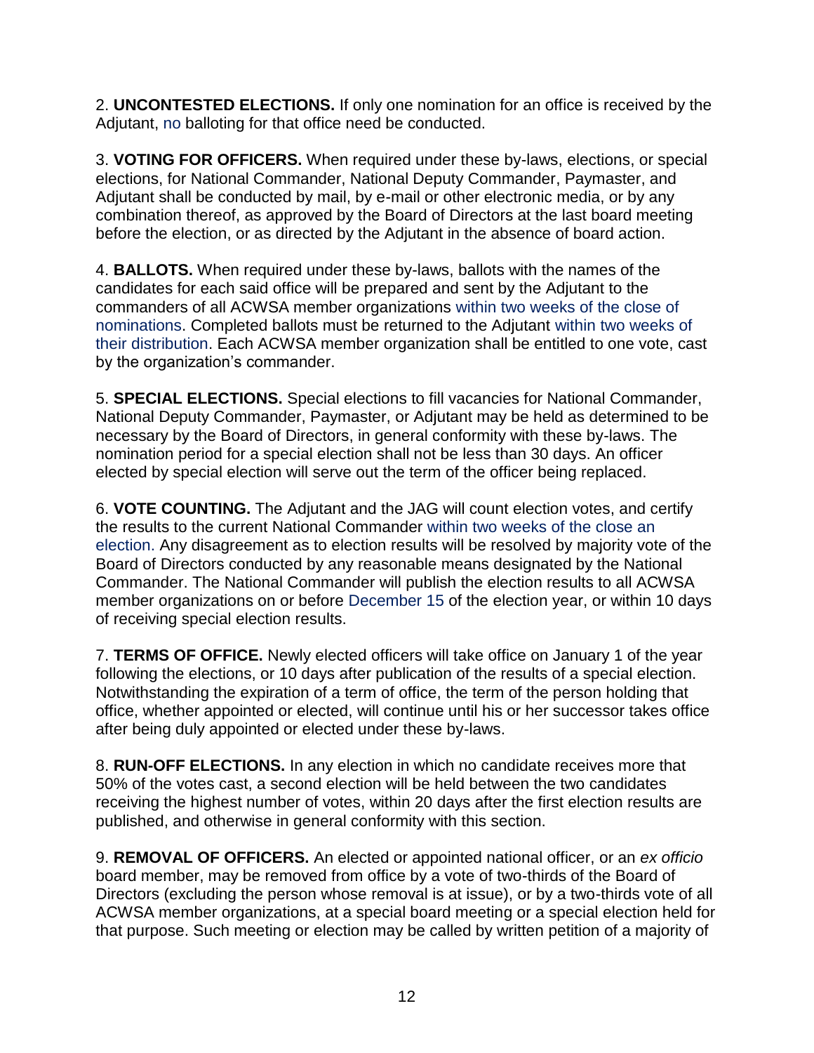2. **UNCONTESTED ELECTIONS.** If only one nomination for an office is received by the Adjutant, no balloting for that office need be conducted.

3. **VOTING FOR OFFICERS.** When required under these by-laws, elections, or special elections, for National Commander, National Deputy Commander, Paymaster, and Adjutant shall be conducted by mail, by e-mail or other electronic media, or by any combination thereof, as approved by the Board of Directors at the last board meeting before the election, or as directed by the Adjutant in the absence of board action.

4. **BALLOTS.** When required under these by-laws, ballots with the names of the candidates for each said office will be prepared and sent by the Adjutant to the commanders of all ACWSA member organizations within two weeks of the close of nominations. Completed ballots must be returned to the Adjutant within two weeks of their distribution. Each ACWSA member organization shall be entitled to one vote, cast by the organization's commander.

5. **SPECIAL ELECTIONS.** Special elections to fill vacancies for National Commander, National Deputy Commander, Paymaster, or Adjutant may be held as determined to be necessary by the Board of Directors, in general conformity with these by-laws. The nomination period for a special election shall not be less than 30 days. An officer elected by special election will serve out the term of the officer being replaced.

6. **VOTE COUNTING.** The Adjutant and the JAG will count election votes, and certify the results to the current National Commander within two weeks of the close an election. Any disagreement as to election results will be resolved by majority vote of the Board of Directors conducted by any reasonable means designated by the National Commander. The National Commander will publish the election results to all ACWSA member organizations on or before December 15 of the election year, or within 10 days of receiving special election results.

7. **TERMS OF OFFICE.** Newly elected officers will take office on January 1 of the year following the elections, or 10 days after publication of the results of a special election. Notwithstanding the expiration of a term of office, the term of the person holding that office, whether appointed or elected, will continue until his or her successor takes office after being duly appointed or elected under these by-laws.

8. **RUN-OFF ELECTIONS.** In any election in which no candidate receives more that 50% of the votes cast, a second election will be held between the two candidates receiving the highest number of votes, within 20 days after the first election results are published, and otherwise in general conformity with this section.

9. **REMOVAL OF OFFICERS.** An elected or appointed national officer, or an *ex officio* board member, may be removed from office by a vote of two-thirds of the Board of Directors (excluding the person whose removal is at issue), or by a two-thirds vote of all ACWSA member organizations, at a special board meeting or a special election held for that purpose. Such meeting or election may be called by written petition of a majority of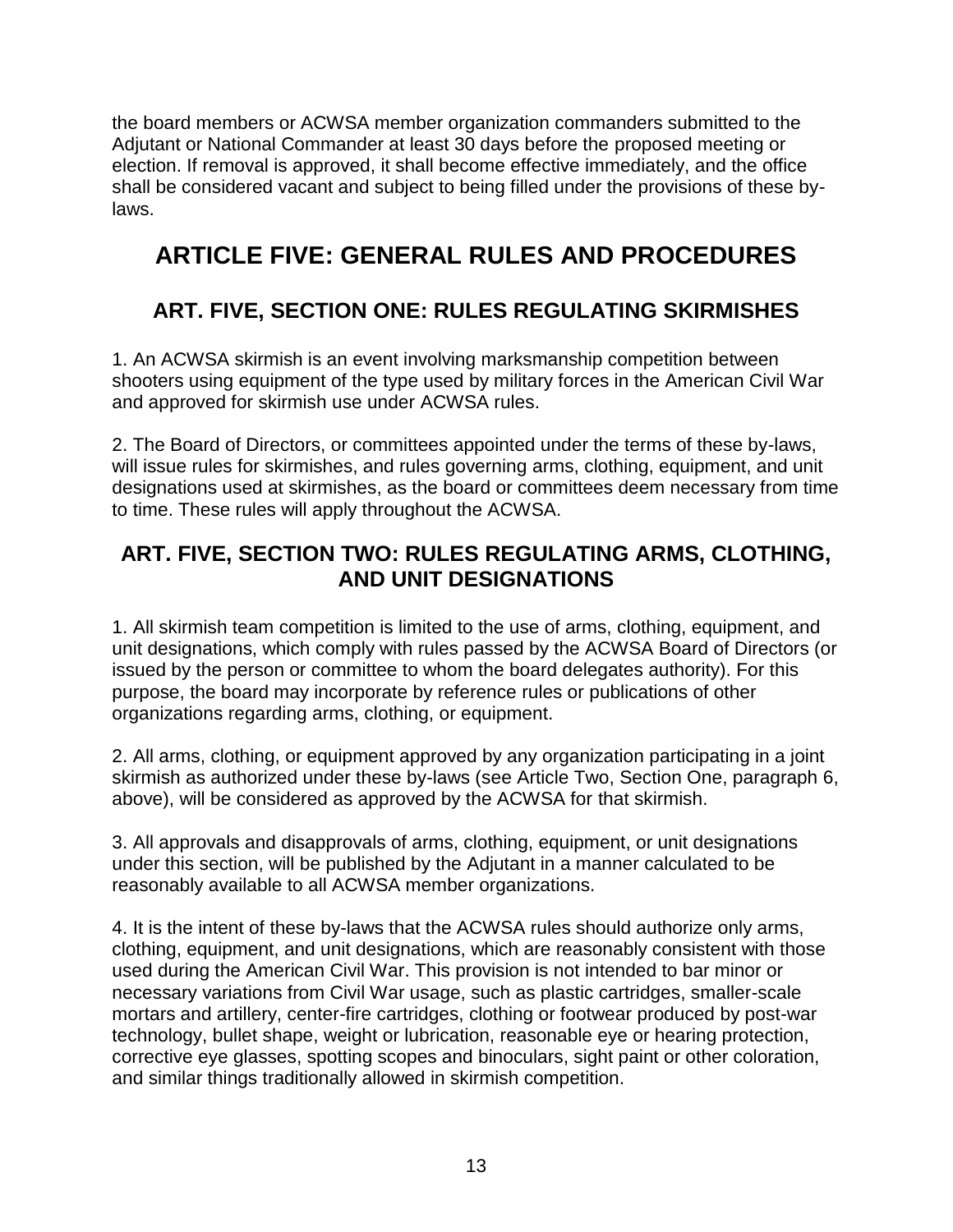the board members or ACWSA member organization commanders submitted to the Adjutant or National Commander at least 30 days before the proposed meeting or election. If removal is approved, it shall become effective immediately, and the office shall be considered vacant and subject to being filled under the provisions of these by-laws.

# ARTICLE FIVE: GENERAL RULES AND PROCEDURES

## ART. FIVE, SECTION ONE: RULES REGULATING SKIRMISHES

1. An ACWSA skirmish is an event involving marksmanship competition between shooters using equipment of the type used by military forces in the American Civil War and approved for skirmish use under ACWSA rules.

2. The Board of Directors, or committees appointed under the terms of these by-laws, will issue rules for skirmishes, and rules governing arms, clothing, equipment, and unit designations used at skirmishes, as the board or committees deem necessary from time to time. These rules will apply throughout the ACWSA.

## ART. FIVE, SECTION TWO: RULES REGULATING ARMS, CLOTHING, AND UNIT DESIGNATIONS

1. All skirmish team competition is limited to the use of arms, clothing, equipment, and unit designations, which comply with rules passed by the ACWSA Board of Directors (or issued by the person or committee to whom the board delegates authority). For this purpose, the board may incorporate by reference rules or publications of other organizations regarding arms, clothing, or equipment.

2. All arms, clothing, or equipment approved by any organization participating in a joint skirmish as authorized under these by-laws (see Article Two, Section One, paragraph 6, above), will be considered as approved by the ACWSA for that skirmish.

3. All approvals and disapprovals of arms, clothing, equipment, or unit designations under this section, will be published by the Adjutant in a manner calculated to be reasonably available to all ACWSA member organizations.

4. It is the intent of these by-laws that the ACWSA rules should authorize only arms, clothing, equipment, and unit designations, which are reasonably consistent with those used during the American Civil War. This provision is not intended to bar minor or necessary variations from Civil War usage, such as plastic cartridges, smaller-scale mortars and artillery, center-fire cartridges, clothing or footwear produced by post-war technology, bullet shape, weight or lubrication, reasonable eye or hearing protection, corrective eye glasses, spotting scopes and binoculars, sight paint or other coloration, and similar things traditionally allowed in skirmish competition.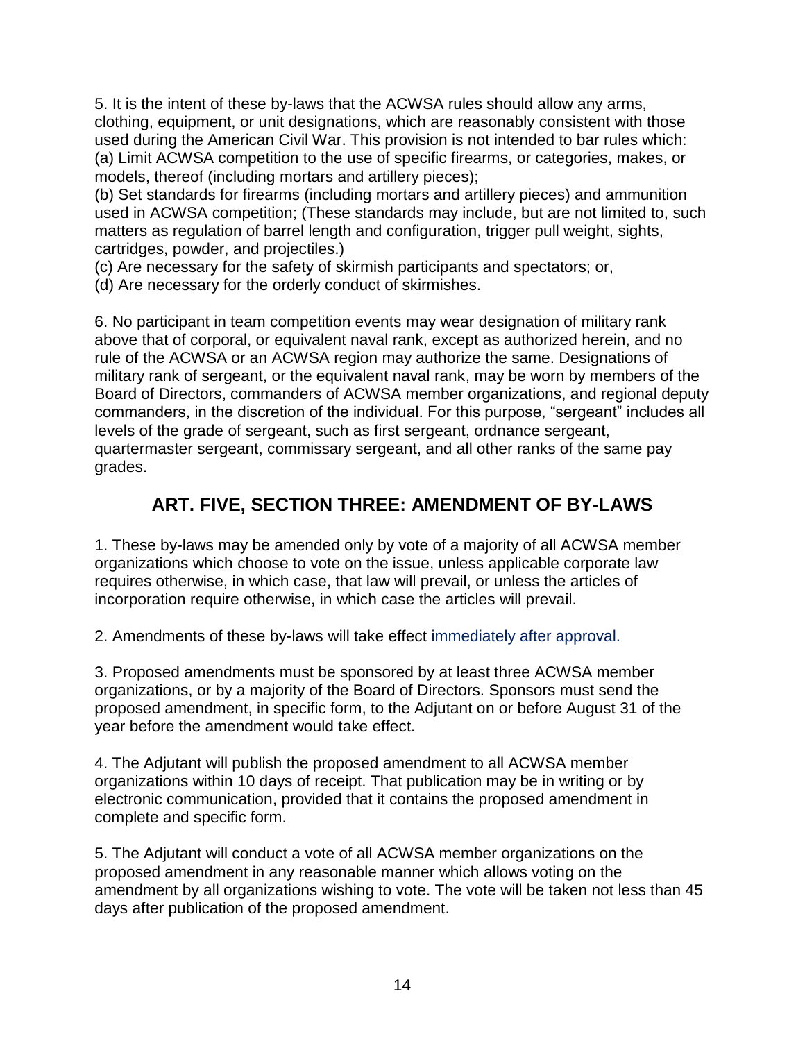5. It is the intent of these by-laws that the ACWSA rules should allow any arms, clothing, equipment, or unit designations, which are reasonably consistent with those used during the American Civil War. This provision is not intended to bar rules which:
(a) Limit ACWSA competition to the use of specific firearms, or categories, makes, or models, thereof (including mortars and artillery pieces);
(b) Set standards for firearms (including mortars and artillery pieces) and ammunition used in ACWSA competition; (These standards may include, but are not limited to, such matters as regulation of barrel length and configuration, trigger pull weight, sights, cartridges, powder, and projectiles.)
(c) Are necessary for the safety of skirmish participants and spectators; or,
(d) Are necessary for the orderly conduct of skirmishes.

6. No participant in team competition events may wear designation of military rank above that of corporal, or equivalent naval rank, except as authorized herein, and no rule of the ACWSA or an ACWSA region may authorize the same. Designations of military rank of sergeant, or the equivalent naval rank, may be worn by members of the Board of Directors, commanders of ACWSA member organizations, and regional deputy commanders, in the discretion of the individual. For this purpose, “sergeant” includes all levels of the grade of sergeant, such as first sergeant, ordnance sergeant, quartermaster sergeant, commissary sergeant, and all other ranks of the same pay grades.

## ART. FIVE, SECTION THREE: AMENDMENT OF BY-LAWS

1. These by-laws may be amended only by vote of a majority of all ACWSA member organizations which choose to vote on the issue, unless applicable corporate law requires otherwise, in which case, that law will prevail, or unless the articles of incorporation require otherwise, in which case the articles will prevail.

2. Amendments of these by-laws will take effect immediately after approval.

3. Proposed amendments must be sponsored by at least three ACWSA member organizations, or by a majority of the Board of Directors. Sponsors must send the proposed amendment, in specific form, to the Adjutant on or before August 31 of the year before the amendment would take effect.

4. The Adjutant will publish the proposed amendment to all ACWSA member organizations within 10 days of receipt. That publication may be in writing or by electronic communication, provided that it contains the proposed amendment in complete and specific form.

5. The Adjutant will conduct a vote of all ACWSA member organizations on the proposed amendment in any reasonable manner which allows voting on the amendment by all organizations wishing to vote. The vote will be taken not less than 45 days after publication of the proposed amendment.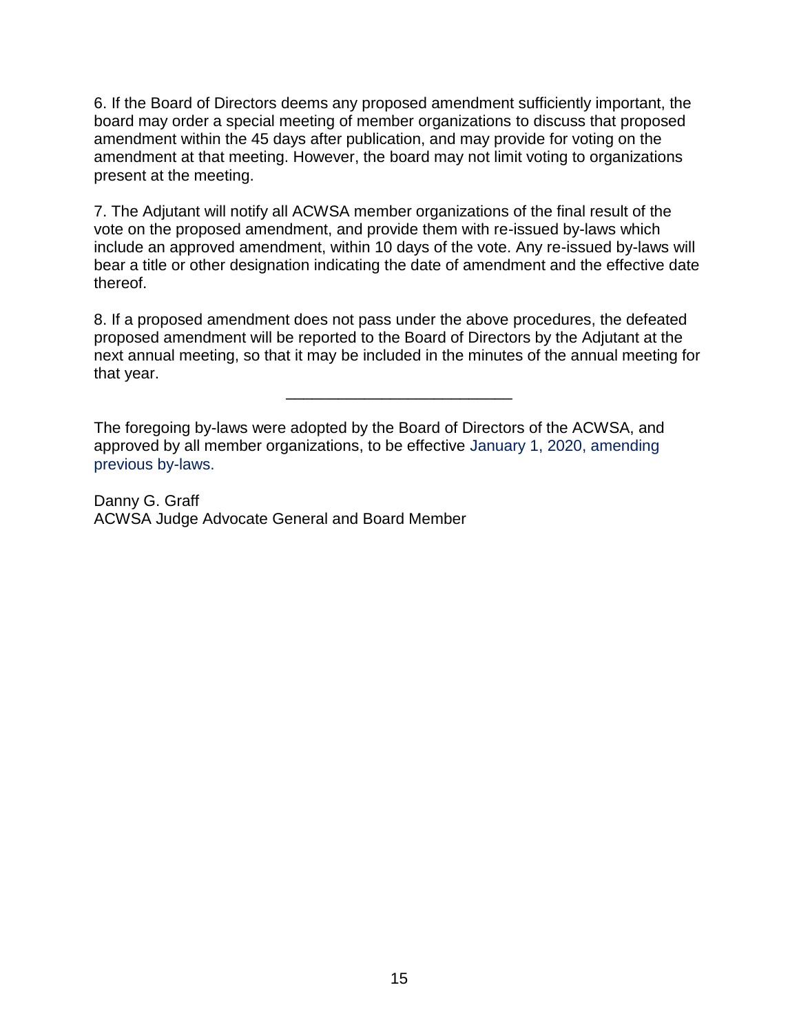6. If the Board of Directors deems any proposed amendment sufficiently important, the board may order a special meeting of member organizations to discuss that proposed amendment within the 45 days after publication, and may provide for voting on the amendment at that meeting. However, the board may not limit voting to organizations present at the meeting.

7. The Adjutant will notify all ACWSA member organizations of the final result of the vote on the proposed amendment, and provide them with re-issued by-laws which include an approved amendment, within 10 days of the vote. Any re-issued by-laws will bear a title or other designation indicating the date of amendment and the effective date thereof.

8. If a proposed amendment does not pass under the above procedures, the defeated proposed amendment will be reported to the Board of Directors by the Adjutant at the next annual meeting, so that it may be included in the minutes of the annual meeting for that year.

---

The foregoing by-laws were adopted by the Board of Directors of the ACWSA, and approved by all member organizations, to be effective January 1, 2020, amending previous by-laws.

Danny G. Graff  
ACWSA Judge Advocate General and Board Member